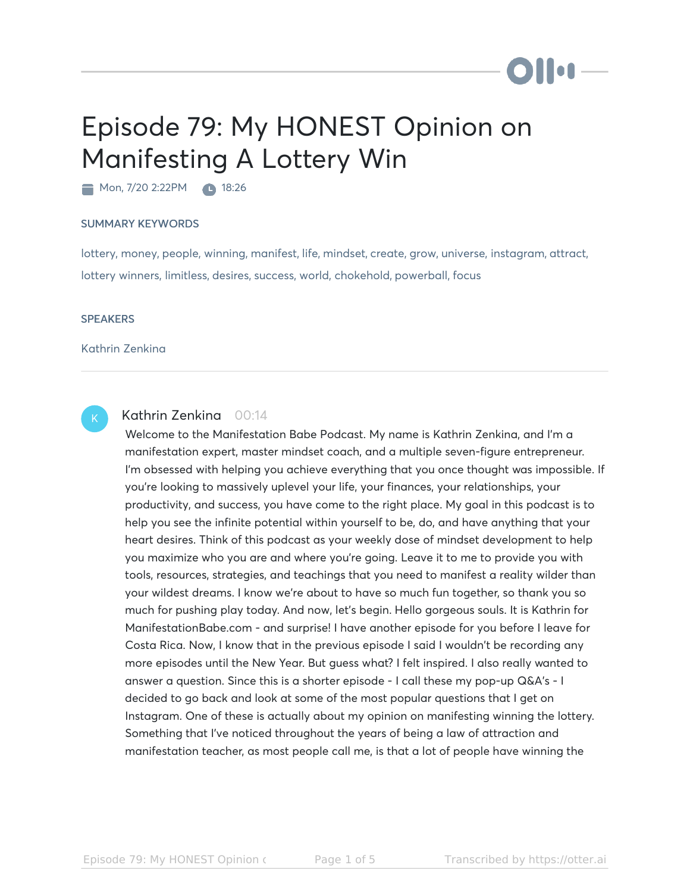# Episode 79: My HONEST Opinion on Manifesting A Lottery Win

Mon, 7/20 2:22PM  18:26

### SUMMARY KEYWORDS

lottery, money, people, winning, manifest, life, mindset, create, grow, universe, instagram, attract, lottery winners, limitless, desires, success, world, chokehold, powerball, focus

### SPEAKERS

Kathrin Zenkina

---

**Kathrin Zenkina** 00:14

Welcome to the Manifestation Babe Podcast. My name is Kathrin Zenkina, and I'm a manifestation expert, master mindset coach, and a multiple seven-figure entrepreneur. I'm obsessed with helping you achieve everything that you once thought was impossible. If you're looking to massively uplevel your life, your finances, your relationships, your productivity, and success, you have come to the right place. My goal in this podcast is to help you see the infinite potential within yourself to be, do, and have anything that your heart desires. Think of this podcast as your weekly dose of mindset development to help you maximize who you are and where you're going. Leave it to me to provide you with tools, resources, strategies, and teachings that you need to manifest a reality wilder than your wildest dreams. I know we're about to have so much fun together, so thank you so much for pushing play today. And now, let's begin. Hello gorgeous souls. It is Kathrin for ManifestationBabe.com - and surprise! I have another episode for you before I leave for Costa Rica. Now, I know that in the previous episode I said I wouldn't be recording any more episodes until the New Year. But guess what? I felt inspired. I also really wanted to answer a question. Since this is a shorter episode - I call these my pop-up Q&A's - I decided to go back and look at some of the most popular questions that I get on Instagram. One of these is actually about my opinion on manifesting winning the lottery. Something that I've noticed throughout the years of being a law of attraction and manifestation teacher, as most people call me, is that a lot of people have winning the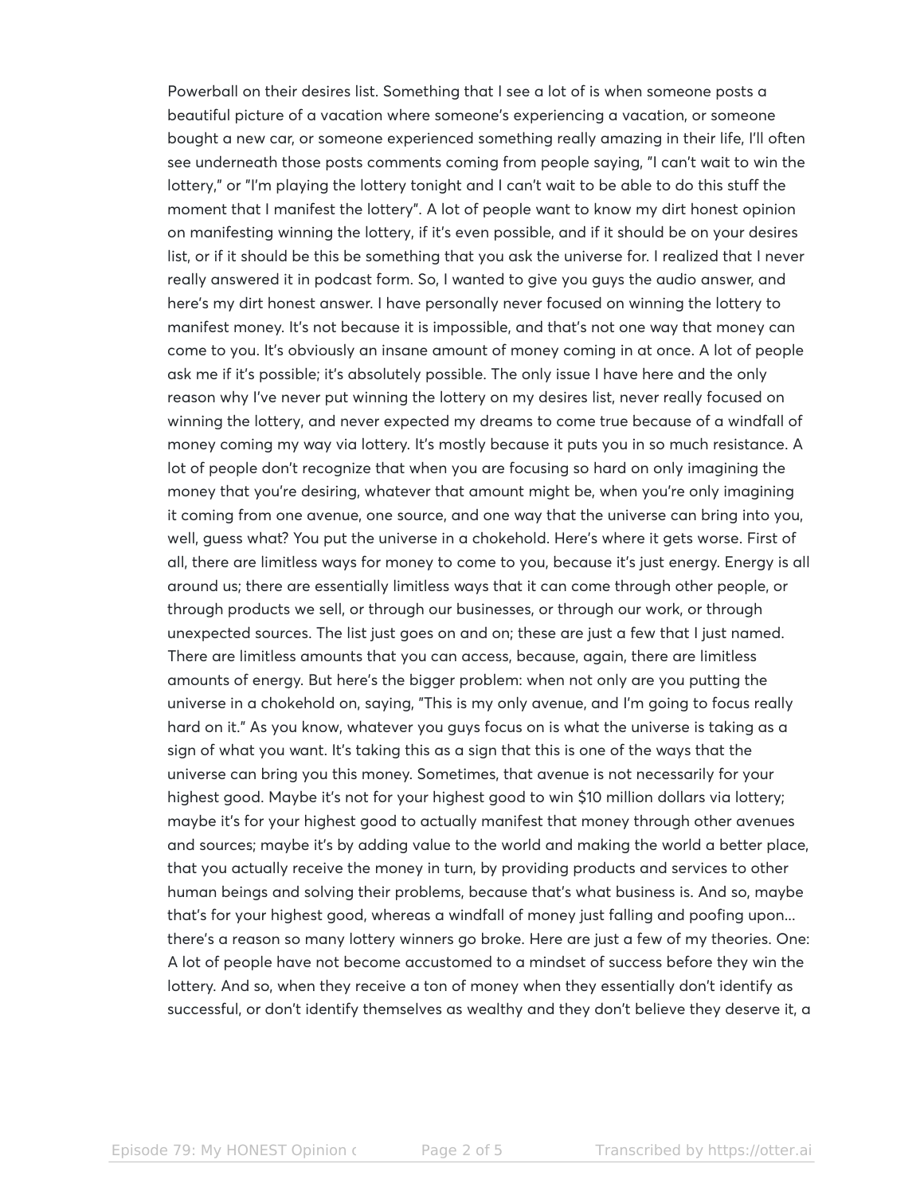Powerball on their desires list. Something that I see a lot of is when someone posts a beautiful picture of a vacation where someone's experiencing a vacation, or someone bought a new car, or someone experienced something really amazing in their life, I'll often see underneath those posts comments coming from people saying, "I can't wait to win the lottery," or "I'm playing the lottery tonight and I can't wait to be able to do this stuff the moment that I manifest the lottery". A lot of people want to know my dirt honest opinion on manifesting winning the lottery, if it's even possible, and if it should be on your desires list, or if it should be this be something that you ask the universe for. I realized that I never really answered it in podcast form. So, I wanted to give you guys the audio answer, and here's my dirt honest answer. I have personally never focused on winning the lottery to manifest money. It's not because it is impossible, and that's not one way that money can come to you. It's obviously an insane amount of money coming in at once. A lot of people ask me if it's possible; it's absolutely possible. The only issue I have here and the only reason why I've never put winning the lottery on my desires list, never really focused on winning the lottery, and never expected my dreams to come true because of a windfall of money coming my way via lottery. It's mostly because it puts you in so much resistance. A lot of people don't recognize that when you are focusing so hard on only imagining the money that you're desiring, whatever that amount might be, when you're only imagining it coming from one avenue, one source, and one way that the universe can bring into you, well, guess what? You put the universe in a chokehold. Here's where it gets worse. First of all, there are limitless ways for money to come to you, because it's just energy. Energy is all around us; there are essentially limitless ways that it can come through other people, or through products we sell, or through our businesses, or through our work, or through unexpected sources. The list just goes on and on; these are just a few that I just named. There are limitless amounts that you can access, because, again, there are limitless amounts of energy. But here's the bigger problem: when not only are you putting the universe in a chokehold on, saying, "This is my only avenue, and I'm going to focus really hard on it." As you know, whatever you guys focus on is what the universe is taking as a sign of what you want. It's taking this as a sign that this is one of the ways that the universe can bring you this money. Sometimes, that avenue is not necessarily for your highest good. Maybe it's not for your highest good to win $10 million dollars via lottery; maybe it's for your highest good to actually manifest that money through other avenues and sources; maybe it's by adding value to the world and making the world a better place, that you actually receive the money in turn, by providing products and services to other human beings and solving their problems, because that's what business is. And so, maybe that's for your highest good, whereas a windfall of money just falling and poofing upon... there's a reason so many lottery winners go broke. Here are just a few of my theories. One: A lot of people have not become accustomed to a mindset of success before they win the lottery. And so, when they receive a ton of money when they essentially don't identify as successful, or don't identify themselves as wealthy and they don't believe they deserve it, a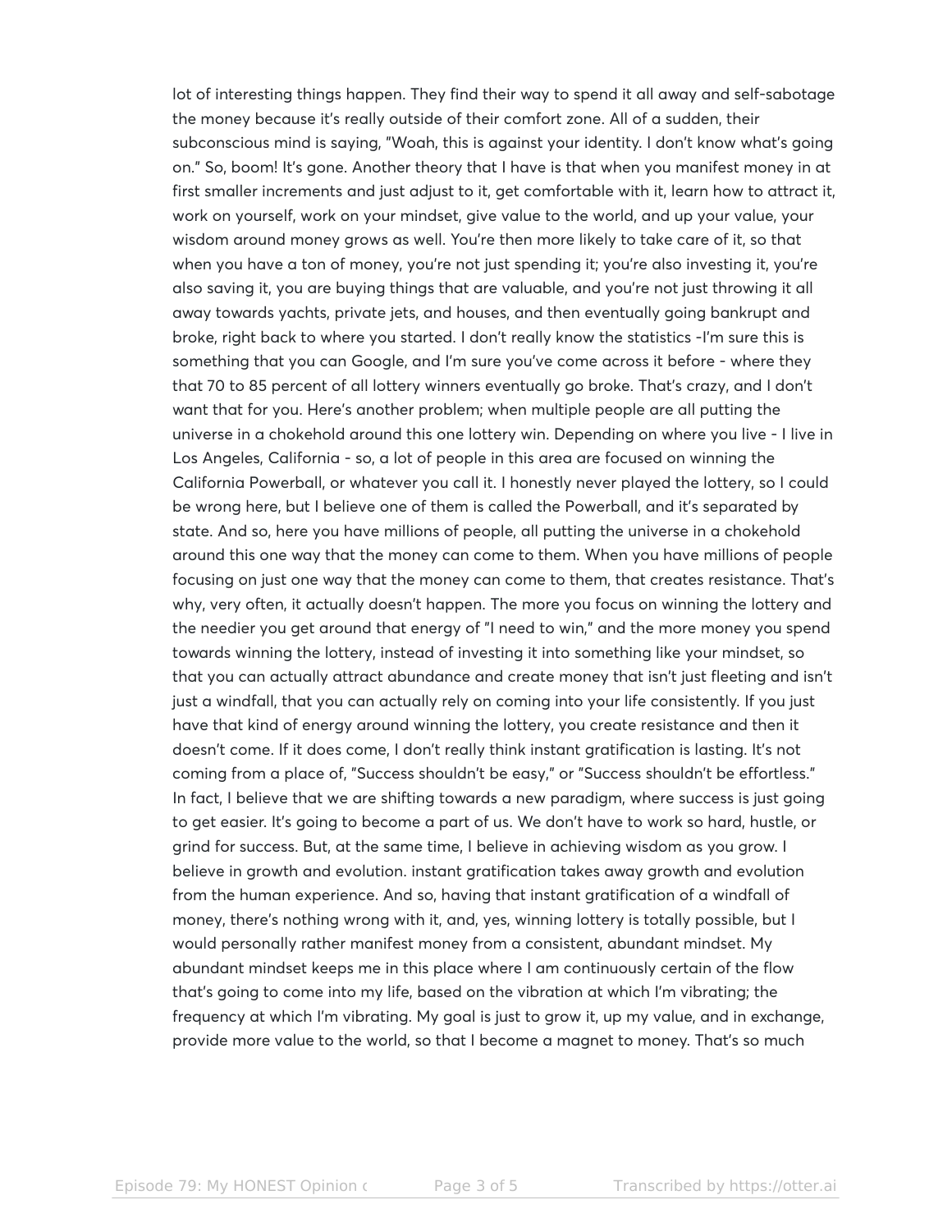lot of interesting things happen. They find their way to spend it all away and self-sabotage the money because it's really outside of their comfort zone. All of a sudden, their subconscious mind is saying, "Woah, this is against your identity. I don't know what's going on." So, boom! It's gone. Another theory that I have is that when you manifest money in at first smaller increments and just adjust to it, get comfortable with it, learn how to attract it, work on yourself, work on your mindset, give value to the world, and up your value, your wisdom around money grows as well. You're then more likely to take care of it, so that when you have a ton of money, you're not just spending it; you're also investing it, you're also saving it, you are buying things that are valuable, and you're not just throwing it all away towards yachts, private jets, and houses, and then eventually going bankrupt and broke, right back to where you started. I don't really know the statistics -I'm sure this is something that you can Google, and I'm sure you've come across it before - where they that 70 to 85 percent of all lottery winners eventually go broke. That's crazy, and I don't want that for you. Here's another problem; when multiple people are all putting the universe in a chokehold around this one lottery win. Depending on where you live - I live in Los Angeles, California - so, a lot of people in this area are focused on winning the California Powerball, or whatever you call it. I honestly never played the lottery, so I could be wrong here, but I believe one of them is called the Powerball, and it's separated by state. And so, here you have millions of people, all putting the universe in a chokehold around this one way that the money can come to them. When you have millions of people focusing on just one way that the money can come to them, that creates resistance. That's why, very often, it actually doesn't happen. The more you focus on winning the lottery and the needier you get around that energy of "I need to win," and the more money you spend towards winning the lottery, instead of investing it into something like your mindset, so that you can actually attract abundance and create money that isn't just fleeting and isn't just a windfall, that you can actually rely on coming into your life consistently. If you just have that kind of energy around winning the lottery, you create resistance and then it doesn't come. If it does come, I don't really think instant gratification is lasting. It's not coming from a place of, "Success shouldn't be easy," or "Success shouldn't be effortless." In fact, I believe that we are shifting towards a new paradigm, where success is just going to get easier. It's going to become a part of us. We don't have to work so hard, hustle, or grind for success. But, at the same time, I believe in achieving wisdom as you grow. I believe in growth and evolution. instant gratification takes away growth and evolution from the human experience. And so, having that instant gratification of a windfall of money, there's nothing wrong with it, and, yes, winning lottery is totally possible, but I would personally rather manifest money from a consistent, abundant mindset. My abundant mindset keeps me in this place where I am continuously certain of the flow that's going to come into my life, based on the vibration at which I'm vibrating; the frequency at which I'm vibrating. My goal is just to grow it, up my value, and in exchange, provide more value to the world, so that I become a magnet to money. That's so much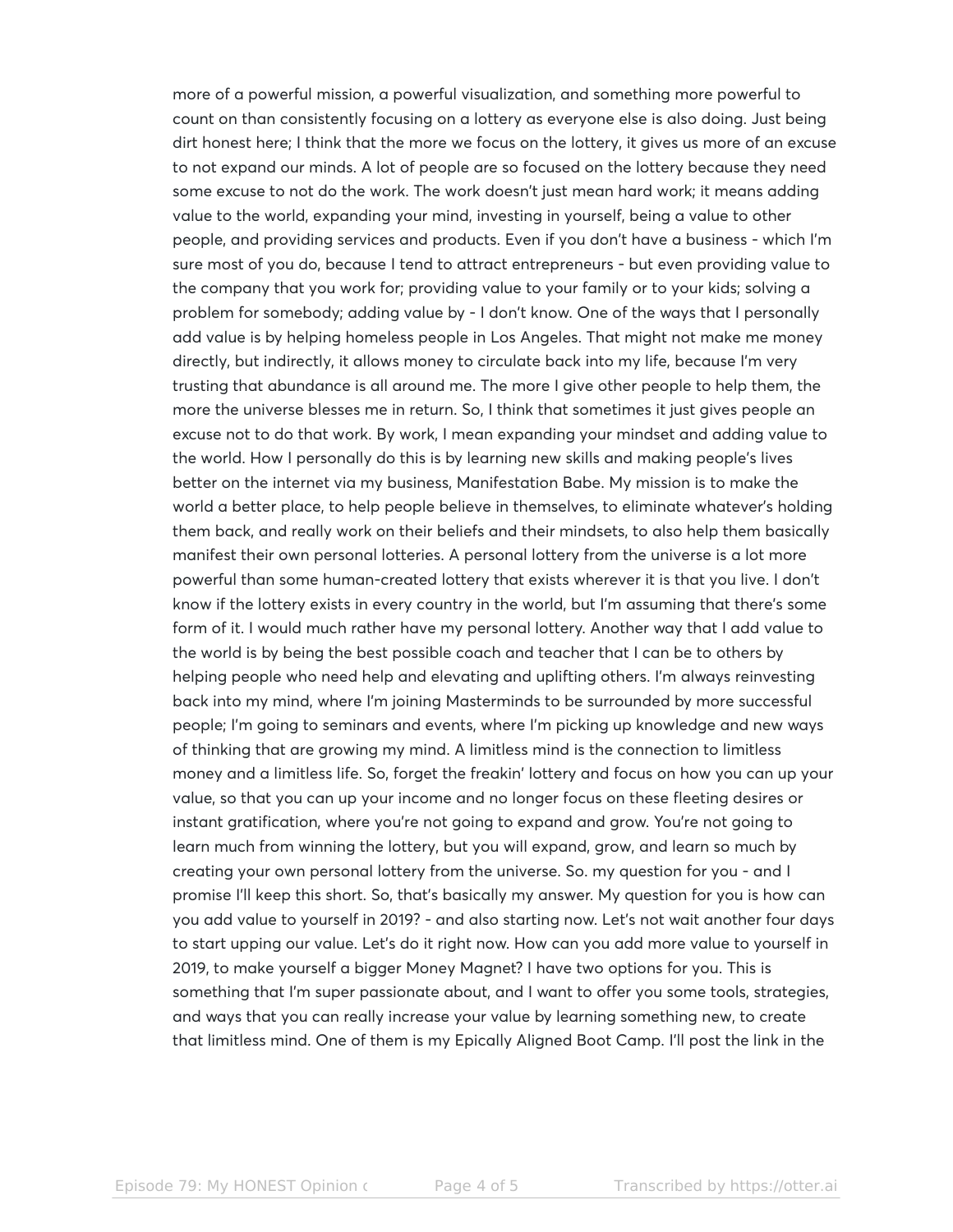more of a powerful mission, a powerful visualization, and something more powerful to count on than consistently focusing on a lottery as everyone else is also doing. Just being dirt honest here; I think that the more we focus on the lottery, it gives us more of an excuse to not expand our minds. A lot of people are so focused on the lottery because they need some excuse to not do the work. The work doesn't just mean hard work; it means adding value to the world, expanding your mind, investing in yourself, being a value to other people, and providing services and products. Even if you don't have a business - which I'm sure most of you do, because I tend to attract entrepreneurs - but even providing value to the company that you work for; providing value to your family or to your kids; solving a problem for somebody; adding value by - I don't know. One of the ways that I personally add value is by helping homeless people in Los Angeles. That might not make me money directly, but indirectly, it allows money to circulate back into my life, because I'm very trusting that abundance is all around me. The more I give other people to help them, the more the universe blesses me in return. So, I think that sometimes it just gives people an excuse not to do that work. By work, I mean expanding your mindset and adding value to the world. How I personally do this is by learning new skills and making people's lives better on the internet via my business, Manifestation Babe. My mission is to make the world a better place, to help people believe in themselves, to eliminate whatever's holding them back, and really work on their beliefs and their mindsets, to also help them basically manifest their own personal lotteries. A personal lottery from the universe is a lot more powerful than some human-created lottery that exists wherever it is that you live. I don't know if the lottery exists in every country in the world, but I'm assuming that there's some form of it. I would much rather have my personal lottery. Another way that I add value to the world is by being the best possible coach and teacher that I can be to others by helping people who need help and elevating and uplifting others. I'm always reinvesting back into my mind, where I'm joining Masterminds to be surrounded by more successful people; I'm going to seminars and events, where I'm picking up knowledge and new ways of thinking that are growing my mind. A limitless mind is the connection to limitless money and a limitless life. So, forget the freakin' lottery and focus on how you can up your value, so that you can up your income and no longer focus on these fleeting desires or instant gratification, where you're not going to expand and grow. You're not going to learn much from winning the lottery, but you will expand, grow, and learn so much by creating your own personal lottery from the universe. So. my question for you - and I promise I'll keep this short. So, that's basically my answer. My question for you is how can you add value to yourself in 2019? - and also starting now. Let's not wait another four days to start upping our value. Let's do it right now. How can you add more value to yourself in 2019, to make yourself a bigger Money Magnet? I have two options for you. This is something that I'm super passionate about, and I want to offer you some tools, strategies, and ways that you can really increase your value by learning something new, to create that limitless mind. One of them is my Epically Aligned Boot Camp. I'll post the link in the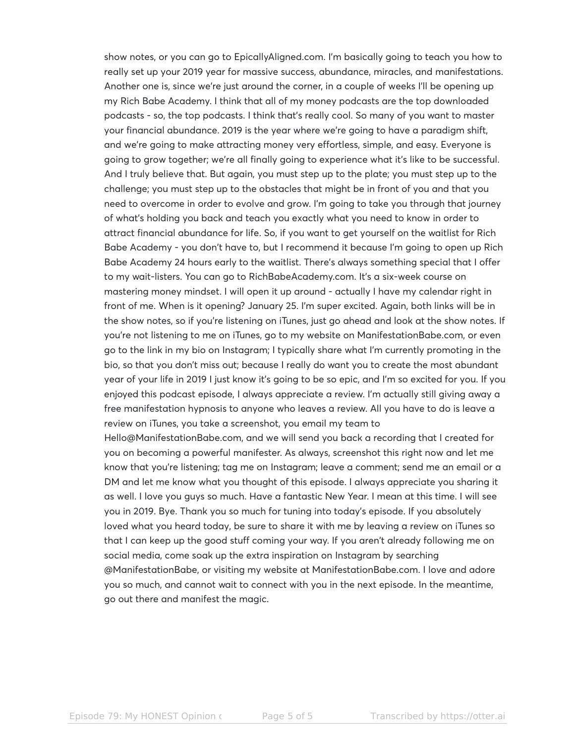show notes, or you can go to EpicallyAligned.com. I'm basically going to teach you how to really set up your 2019 year for massive success, abundance, miracles, and manifestations. Another one is, since we're just around the corner, in a couple of weeks I'll be opening up my Rich Babe Academy. I think that all of my money podcasts are the top downloaded podcasts - so, the top podcasts. I think that's really cool. So many of you want to master your financial abundance. 2019 is the year where we're going to have a paradigm shift, and we're going to make attracting money very effortless, simple, and easy. Everyone is going to grow together; we're all finally going to experience what it's like to be successful. And I truly believe that. But again, you must step up to the plate; you must step up to the challenge; you must step up to the obstacles that might be in front of you and that you need to overcome in order to evolve and grow. I'm going to take you through that journey of what's holding you back and teach you exactly what you need to know in order to attract financial abundance for life. So, if you want to get yourself on the waitlist for Rich Babe Academy - you don't have to, but I recommend it because I'm going to open up Rich Babe Academy 24 hours early to the waitlist. There's always something special that I offer to my wait-listers. You can go to RichBabeAcademy.com. It's a six-week course on mastering money mindset. I will open it up around - actually I have my calendar right in front of me. When is it opening? January 25. I'm super excited. Again, both links will be in the show notes, so if you're listening on iTunes, just go ahead and look at the show notes. If you're not listening to me on iTunes, go to my website on ManifestationBabe.com, or even go to the link in my bio on Instagram; I typically share what I'm currently promoting in the bio, so that you don't miss out; because I really do want you to create the most abundant year of your life in 2019 I just know it's going to be so epic, and I'm so excited for you. If you enjoyed this podcast episode, I always appreciate a review. I'm actually still giving away a free manifestation hypnosis to anyone who leaves a review. All you have to do is leave a review on iTunes, you take a screenshot, you email my team to Hello@ManifestationBabe.com, and we will send you back a recording that I created for you on becoming a powerful manifester. As always, screenshot this right now and let me know that you're listening; tag me on Instagram; leave a comment; send me an email or a DM and let me know what you thought of this episode. I always appreciate you sharing it as well. I love you guys so much. Have a fantastic New Year. I mean at this time. I will see you in 2019. Bye. Thank you so much for tuning into today's episode. If you absolutely loved what you heard today, be sure to share it with me by leaving a review on iTunes so that I can keep up the good stuff coming your way. If you aren't already following me on social media, come soak up the extra inspiration on Instagram by searching @ManifestationBabe, or visiting my website at ManifestationBabe.com. I love and adore you so much, and cannot wait to connect with you in the next episode. In the meantime, go out there and manifest the magic.